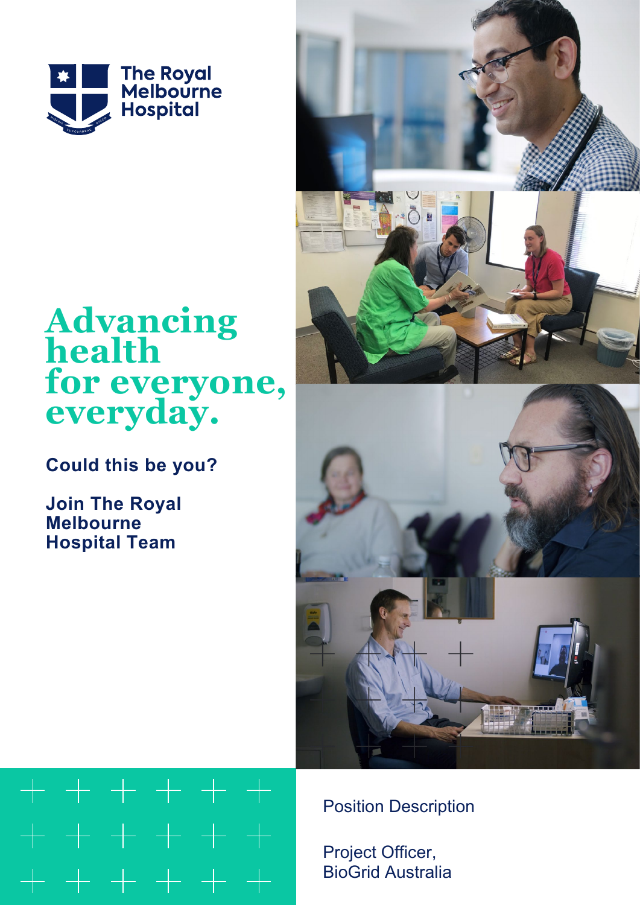The Royal Melbourne Hospital

# Advancing health for everyone, everyday.

**Could this be you?**

**Join The Royal Melbourne Hospital Team**

Position Description

Project Officer, BioGrid Australia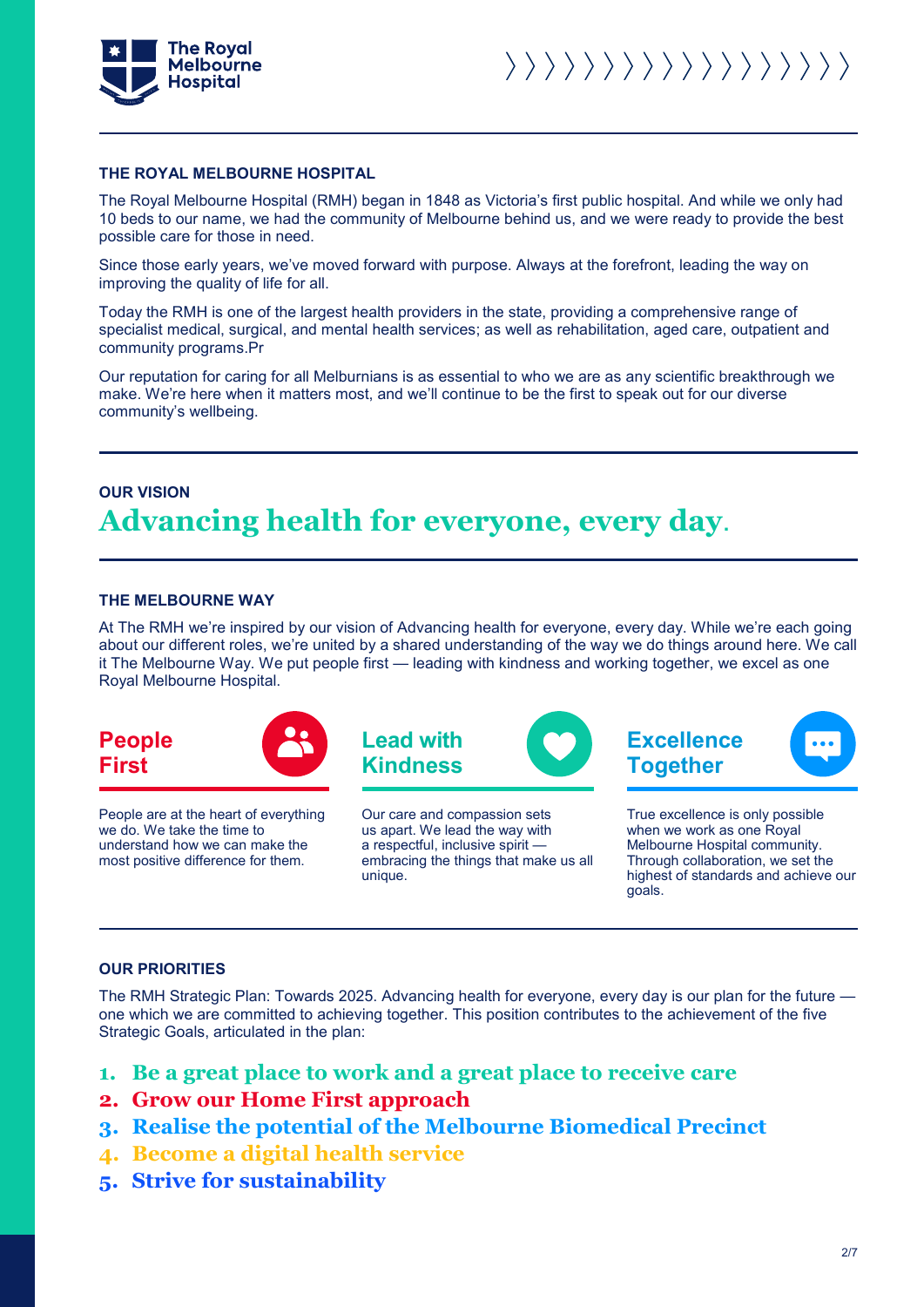## THE ROYAL MELBOURNE HOSPITAL

The Royal Melbourne Hospital (RMH) began in 1848 as Victoria's first public hospital. And while we only had 10 beds to our name, we had the community of Melbourne behind us, and we were ready to provide the best possible care for those in need.

Since those early years, we've moved forward with purpose. Always at the forefront, leading the way on improving the quality of life for all.

Today the RMH is one of the largest health providers in the state, providing a comprehensive range of specialist medical, surgical, and mental health services; as well as rehabilitation, aged care, outpatient and community programs.Pr

Our reputation for caring for all Melburnians is as essential to who we are as any scientific breakthrough we make. We're here when it matters most, and we'll continue to be the first to speak out for our diverse community's wellbeing.

## OUR VISION

# Advancing health for everyone, every day.

## THE MELBOURNE WAY

At The RMH we're inspired by our vision of Advancing health for everyone, every day. While we're each going about our different roles, we're united by a shared understanding of the way we do things around here. We call it The Melbourne Way. We put people first — leading with kindness and working together, we excel as one Royal Melbourne Hospital.

### People First

People are at the heart of everything we do. We take the time to understand how we can make the most positive difference for them.

### Lead with Kindness

Our care and compassion sets us apart. We lead the way with a respectful, inclusive spirit — embracing the things that make us all unique.

### Excellence Together

True excellence is only possible when we work as one Royal Melbourne Hospital community. Through collaboration, we set the highest of standards and achieve our goals.

## OUR PRIORITIES

The RMH Strategic Plan: Towards 2025. Advancing health for everyone, every day is our plan for the future — one which we are committed to achieving together. This position contributes to the achievement of the five Strategic Goals, articulated in the plan:

1. **Be a great place to work and a great place to receive care**
2. **Grow our Home First approach**
3. **Realise the potential of the Melbourne Biomedical Precinct**
4. **Become a digital health service**
5. **Strive for sustainability**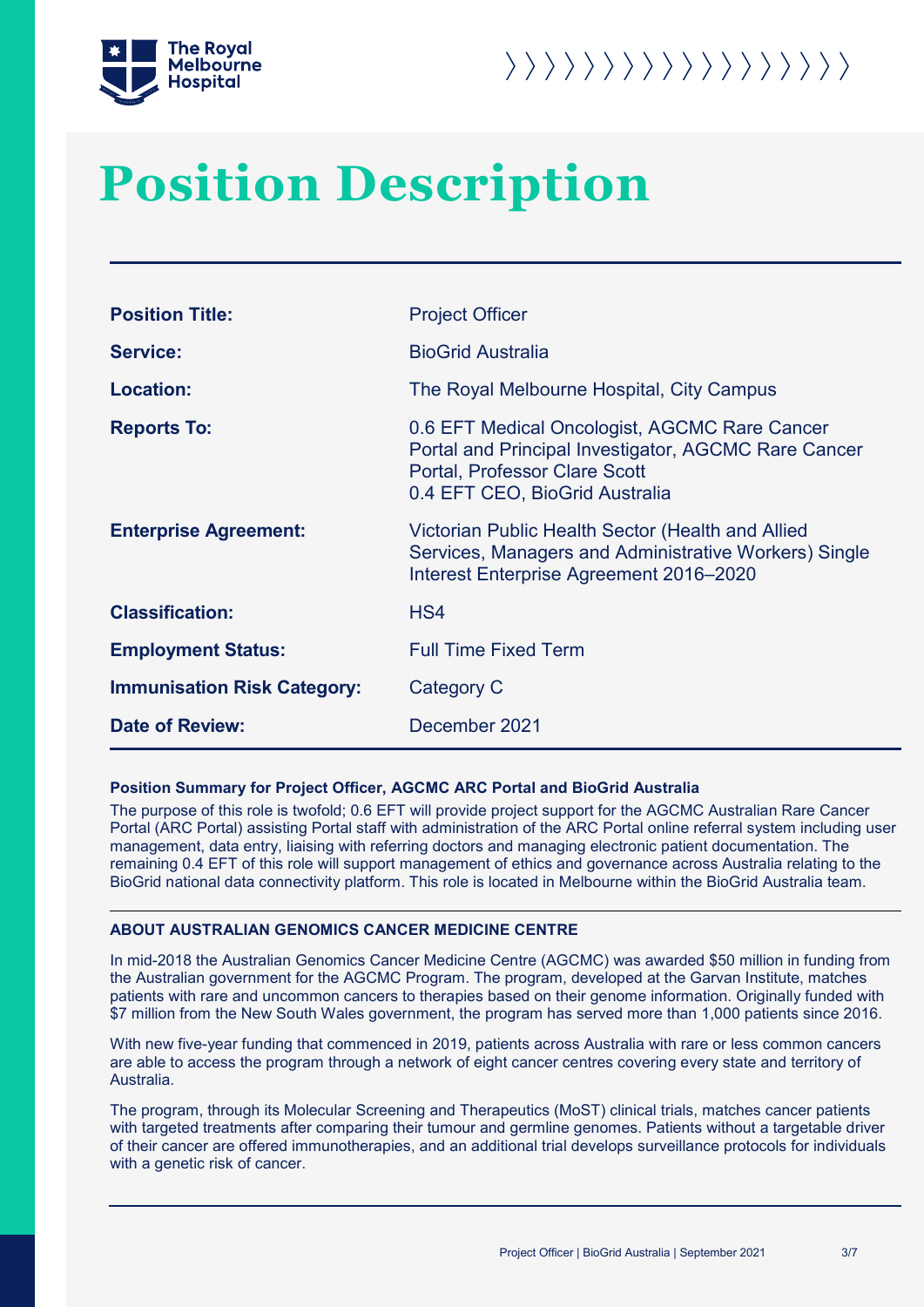# Position Description

| Position Title: | Project Officer |
|---|---|
| Service: | BioGrid Australia |
| Location: | The Royal Melbourne Hospital, City Campus |
| Reports To: | 0.6 EFT Medical Oncologist, AGCMC Rare Cancer Portal and Principal Investigator, AGCMC Rare Cancer Portal, Professor Clare Scott<br>0.4 EFT CEO, BioGrid Australia |
| Enterprise Agreement: | Victorian Public Health Sector (Health and Allied Services, Managers and Administrative Workers) Single Interest Enterprise Agreement 2016–2020 |
| Classification: | HS4 |
| Employment Status: | Full Time Fixed Term |
| Immunisation Risk Category: | Category C |
| Date of Review: | December 2021 |

**Position Summary for Project Officer, AGCMC ARC Portal and BioGrid Australia**

The purpose of this role is twofold; 0.6 EFT will provide project support for the AGCMC Australian Rare Cancer Portal (ARC Portal) assisting Portal staff with administration of the ARC Portal online referral system including user management, data entry, liaising with referring doctors and managing electronic patient documentation. The remaining 0.4 EFT of this role will support management of ethics and governance across Australia relating to the BioGrid national data connectivity platform. This role is located in Melbourne within the BioGrid Australia team.

## ABOUT AUSTRALIAN GENOMICS CANCER MEDICINE CENTRE

In mid-2018 the Australian Genomics Cancer Medicine Centre (AGCMC) was awarded $50 million in funding from the Australian government for the AGCMC Program. The program, developed at the Garvan Institute, matches patients with rare and uncommon cancers to therapies based on their genome information. Originally funded with $7 million from the New South Wales government, the program has served more than 1,000 patients since 2016.

With new five-year funding that commenced in 2019, patients across Australia with rare or less common cancers are able to access the program through a network of eight cancer centres covering every state and territory of Australia.

The program, through its Molecular Screening and Therapeutics (MoST) clinical trials, matches cancer patients with targeted treatments after comparing their tumour and germline genomes. Patients without a targetable driver of their cancer are offered immunotherapies, and an additional trial develops surveillance protocols for individuals with a genetic risk of cancer.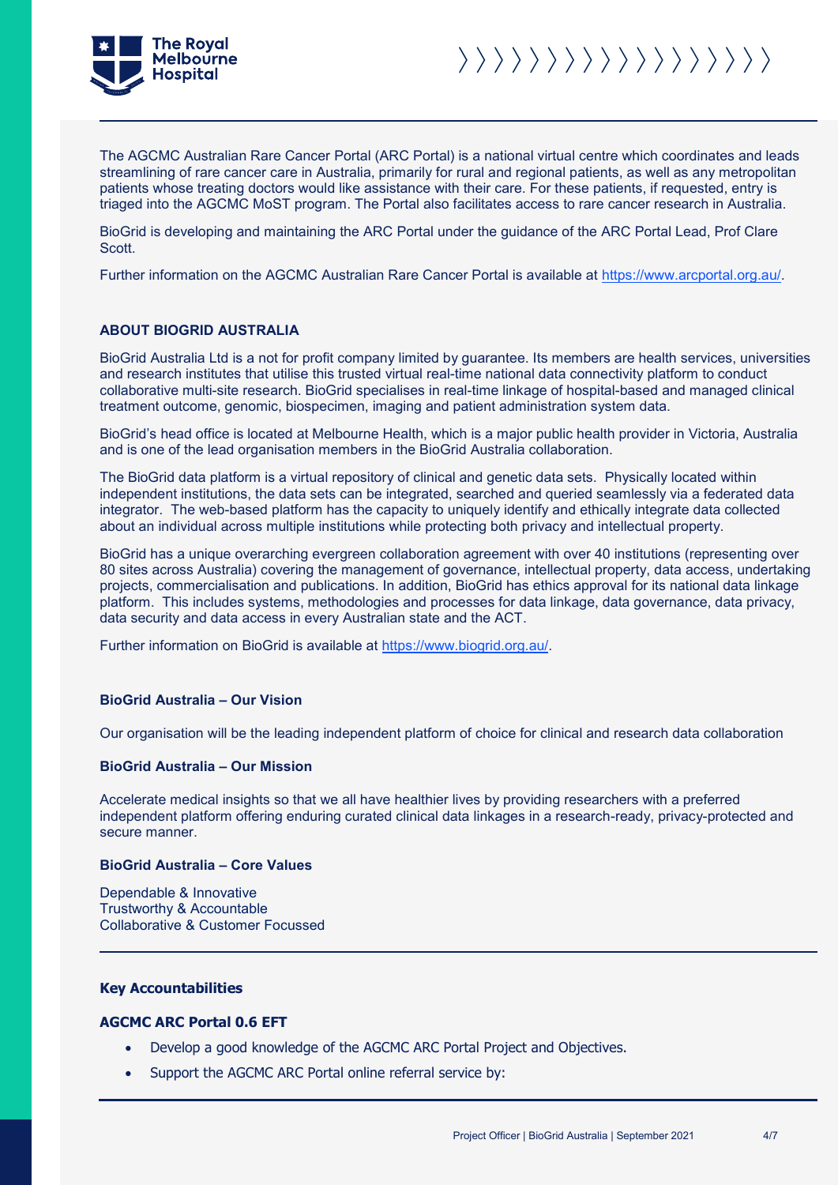The AGCMC Australian Rare Cancer Portal (ARC Portal) is a national virtual centre which coordinates and leads streamlining of rare cancer care in Australia, primarily for rural and regional patients, as well as any metropolitan patients whose treating doctors would like assistance with their care. For these patients, if requested, entry is triaged into the AGCMC MoST program. The Portal also facilitates access to rare cancer research in Australia.

BioGrid is developing and maintaining the ARC Portal under the guidance of the ARC Portal Lead, Prof Clare Scott.

Further information on the AGCMC Australian Rare Cancer Portal is available at https://www.arcportal.org.au/.

### ABOUT BIOGRID AUSTRALIA

BioGrid Australia Ltd is a not for profit company limited by guarantee. Its members are health services, universities and research institutes that utilise this trusted virtual real-time national data connectivity platform to conduct collaborative multi-site research. BioGrid specialises in real-time linkage of hospital-based and managed clinical treatment outcome, genomic, biospecimen, imaging and patient administration system data.

BioGrid's head office is located at Melbourne Health, which is a major public health provider in Victoria, Australia and is one of the lead organisation members in the BioGrid Australia collaboration.

The BioGrid data platform is a virtual repository of clinical and genetic data sets. Physically located within independent institutions, the data sets can be integrated, searched and queried seamlessly via a federated data integrator. The web-based platform has the capacity to uniquely identify and ethically integrate data collected about an individual across multiple institutions while protecting both privacy and intellectual property.

BioGrid has a unique overarching evergreen collaboration agreement with over 40 institutions (representing over 80 sites across Australia) covering the management of governance, intellectual property, data access, undertaking projects, commercialisation and publications. In addition, BioGrid has ethics approval for its national data linkage platform. This includes systems, methodologies and processes for data linkage, data governance, data privacy, data security and data access in every Australian state and the ACT.

Further information on BioGrid is available at https://www.biogrid.org.au/.

#### BioGrid Australia – Our Vision

Our organisation will be the leading independent platform of choice for clinical and research data collaboration

#### BioGrid Australia – Our Mission

Accelerate medical insights so that we all have healthier lives by providing researchers with a preferred independent platform offering enduring curated clinical data linkages in a research-ready, privacy-protected and secure manner.

#### BioGrid Australia – Core Values

Dependable & Innovative
Trustworthy & Accountable
Collaborative & Customer Focussed

### Key Accountabilities

#### AGCMC ARC Portal 0.6 EFT

- Develop a good knowledge of the AGCMC ARC Portal Project and Objectives.
- Support the AGCMC ARC Portal online referral service by: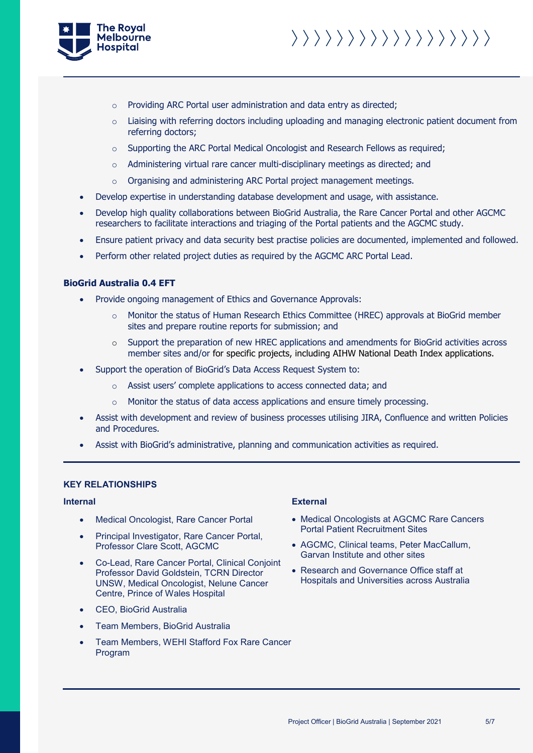- Providing ARC Portal user administration and data entry as directed;
  - Liaising with referring doctors including uploading and managing electronic patient document from referring doctors;
  - Supporting the ARC Portal Medical Oncologist and Research Fellows as required;
  - Administering virtual rare cancer multi-disciplinary meetings as directed; and
  - Organising and administering ARC Portal project management meetings.
- Develop expertise in understanding database development and usage, with assistance.
- Develop high quality collaborations between BioGrid Australia, the Rare Cancer Portal and other AGCMC researchers to facilitate interactions and triaging of the Portal patients and the AGCMC study.
- Ensure patient privacy and data security best practise policies are documented, implemented and followed.
- Perform other related project duties as required by the AGCMC ARC Portal Lead.

**BioGrid Australia 0.4 EFT**

- Provide ongoing management of Ethics and Governance Approvals:
  - Monitor the status of Human Research Ethics Committee (HREC) approvals at BioGrid member sites and prepare routine reports for submission; and
  - Support the preparation of new HREC applications and amendments for BioGrid activities across member sites and/or for specific projects, including AIHW National Death Index applications.
- Support the operation of BioGrid's Data Access Request System to:
  - Assist users' complete applications to access connected data; and
  - Monitor the status of data access applications and ensure timely processing.
- Assist with development and review of business processes utilising JIRA, Confluence and written Policies and Procedures.
- Assist with BioGrid's administrative, planning and communication activities as required.

## KEY RELATIONSHIPS

**Internal**

- Medical Oncologist, Rare Cancer Portal
- Principal Investigator, Rare Cancer Portal, Professor Clare Scott, AGCMC
- Co-Lead, Rare Cancer Portal, Clinical Conjoint Professor David Goldstein, TCRN Director UNSW, Medical Oncologist, Nelune Cancer Centre, Prince of Wales Hospital
- CEO, BioGrid Australia
- Team Members, BioGrid Australia
- Team Members, WEHI Stafford Fox Rare Cancer Program

**External**

- Medical Oncologists at AGCMC Rare Cancers Portal Patient Recruitment Sites
- AGCMC, Clinical teams, Peter MacCallum, Garvan Institute and other sites
- Research and Governance Office staff at Hospitals and Universities across Australia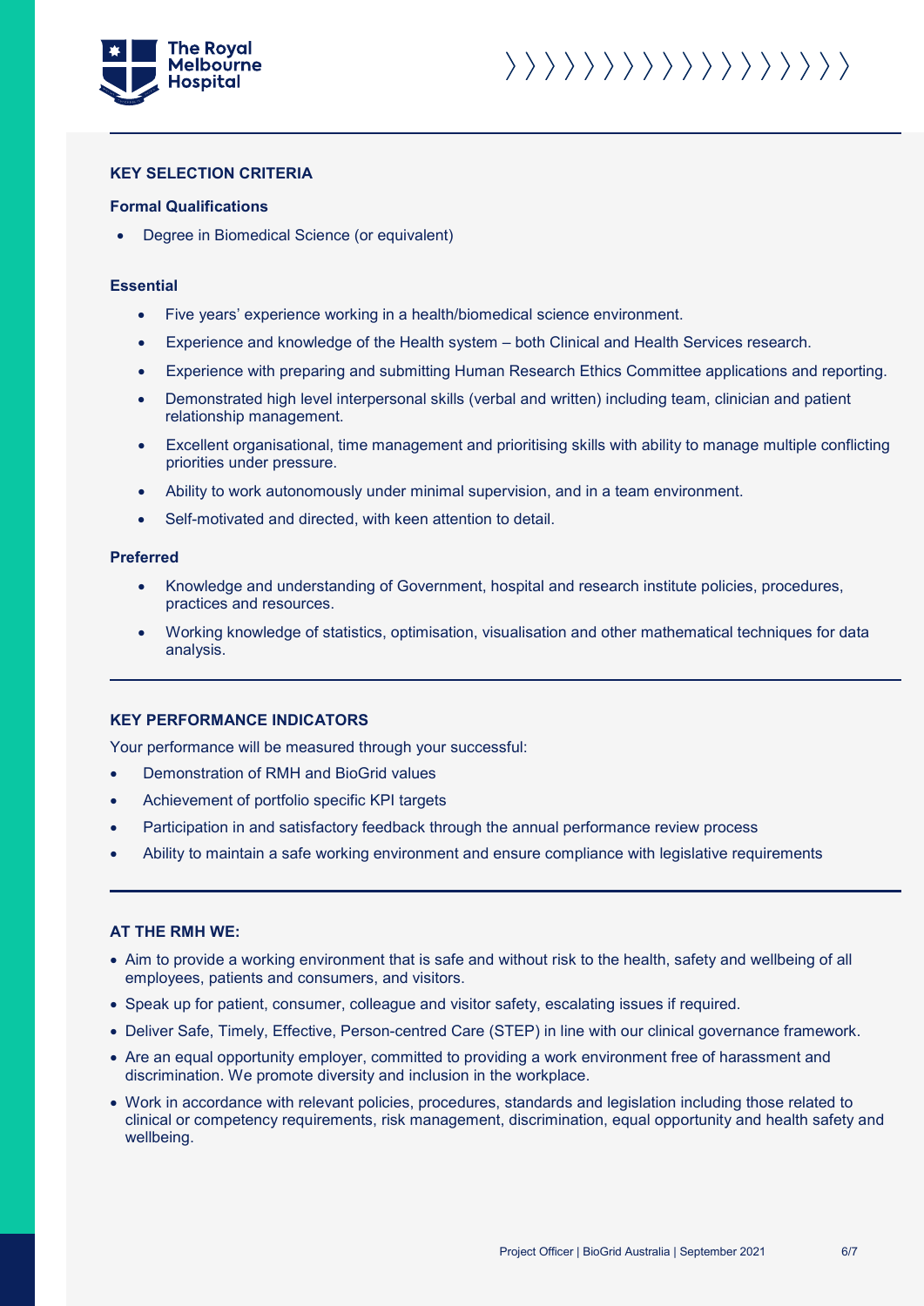## KEY SELECTION CRITERIA

### Formal Qualifications

- Degree in Biomedical Science (or equivalent)

### Essential

- Five years' experience working in a health/biomedical science environment.
- Experience and knowledge of the Health system – both Clinical and Health Services research.
- Experience with preparing and submitting Human Research Ethics Committee applications and reporting.
- Demonstrated high level interpersonal skills (verbal and written) including team, clinician and patient relationship management.
- Excellent organisational, time management and prioritising skills with ability to manage multiple conflicting priorities under pressure.
- Ability to work autonomously under minimal supervision, and in a team environment.
- Self-motivated and directed, with keen attention to detail.

### Preferred

- Knowledge and understanding of Government, hospital and research institute policies, procedures, practices and resources.
- Working knowledge of statistics, optimisation, visualisation and other mathematical techniques for data analysis.

## KEY PERFORMANCE INDICATORS

Your performance will be measured through your successful:

- Demonstration of RMH and BioGrid values
- Achievement of portfolio specific KPI targets
- Participation in and satisfactory feedback through the annual performance review process
- Ability to maintain a safe working environment and ensure compliance with legislative requirements

## AT THE RMH WE:

- Aim to provide a working environment that is safe and without risk to the health, safety and wellbeing of all employees, patients and consumers, and visitors.
- Speak up for patient, consumer, colleague and visitor safety, escalating issues if required.
- Deliver Safe, Timely, Effective, Person-centred Care (STEP) in line with our clinical governance framework.
- Are an equal opportunity employer, committed to providing a work environment free of harassment and discrimination. We promote diversity and inclusion in the workplace.
- Work in accordance with relevant policies, procedures, standards and legislation including those related to clinical or competency requirements, risk management, discrimination, equal opportunity and health safety and wellbeing.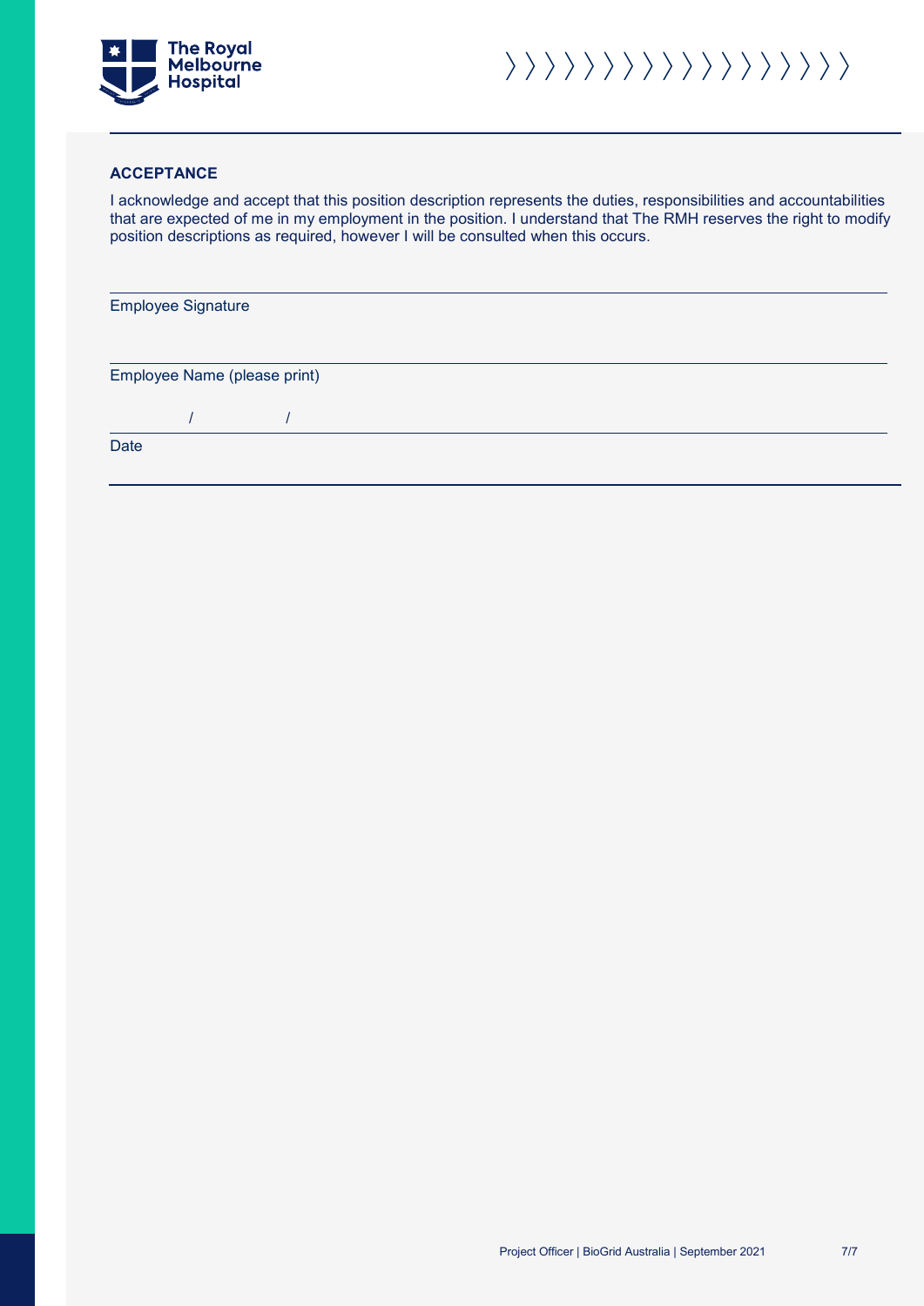## ACCEPTANCE

I acknowledge and accept that this position description represents the duties, responsibilities and accountabilities that are expected of me in my employment in the position. I understand that The RMH reserves the right to modify position descriptions as required, however I will be consulted when this occurs.

Employee Signature

Employee Name (please print)

/ /

Date